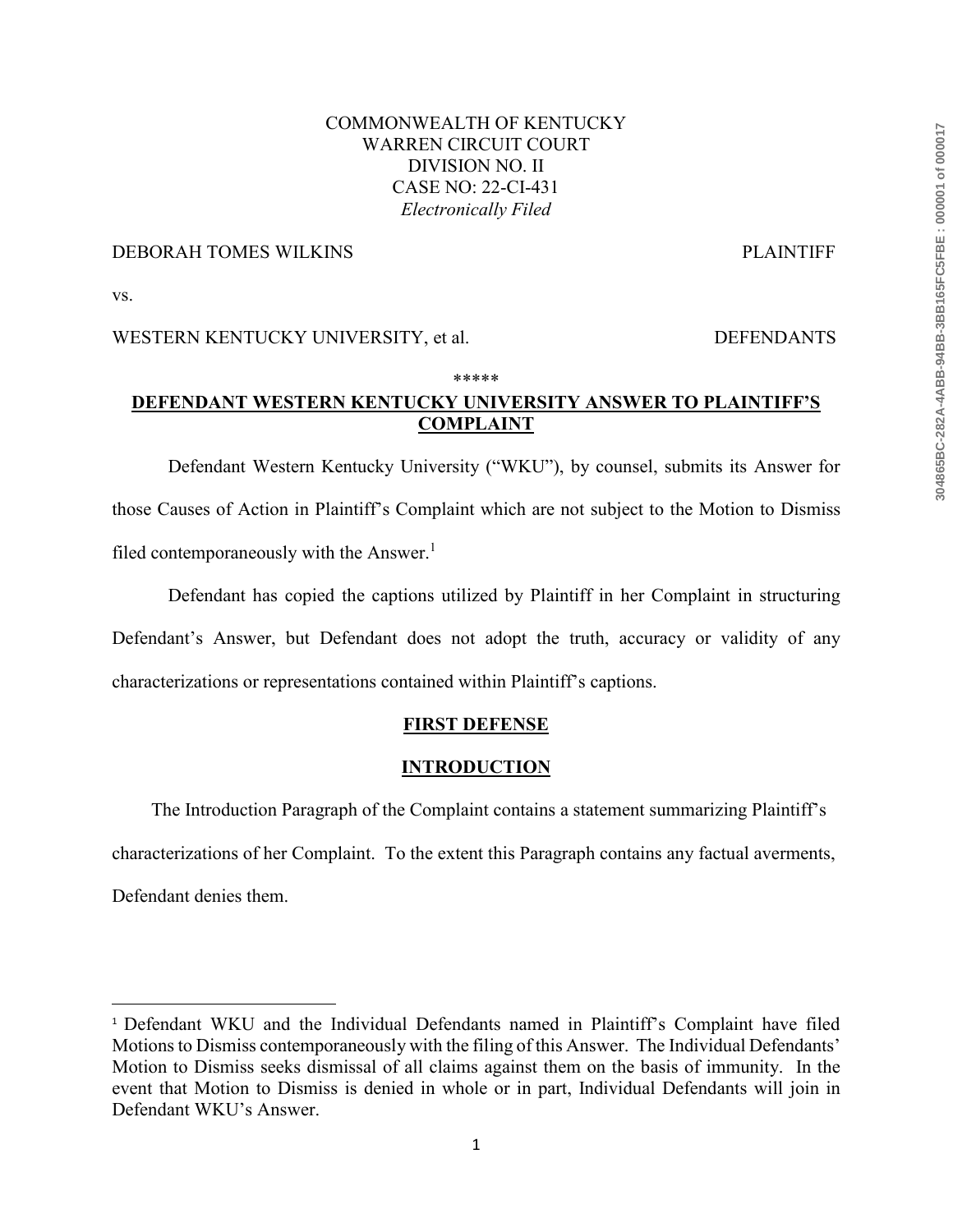COMMONWEALTH OF KENTUCKY
WARREN CIRCUIT COURT
DIVISION NO. II
CASE NO: 22-CI-431
*Electronically Filed*

DEBORAH TOMES WILKINS PLAINTIFF

vs.

WESTERN KENTUCKY UNIVERSITY, et al. DEFENDANTS

*****

## DEFENDANT WESTERN KENTUCKY UNIVERSITY ANSWER TO PLAINTIFF'S COMPLAINT

Defendant Western Kentucky University ("WKU"), by counsel, submits its Answer for those Causes of Action in Plaintiff's Complaint which are not subject to the Motion to Dismiss filed contemporaneously with the Answer.[1]

Defendant has copied the captions utilized by Plaintiff in her Complaint in structuring Defendant's Answer, but Defendant does not adopt the truth, accuracy or validity of any characterizations or representations contained within Plaintiff's captions.

### FIRST DEFENSE

### INTRODUCTION

The Introduction Paragraph of the Complaint contains a statement summarizing Plaintiff's characterizations of her Complaint. To the extent this Paragraph contains any factual averments, Defendant denies them.

---

[1] Defendant WKU and the Individual Defendants named in Plaintiff's Complaint have filed Motions to Dismiss contemporaneously with the filing of this Answer. The Individual Defendants' Motion to Dismiss seeks dismissal of all claims against them on the basis of immunity. In the event that Motion to Dismiss is denied in whole or in part, Individual Defendants will join in Defendant WKU's Answer.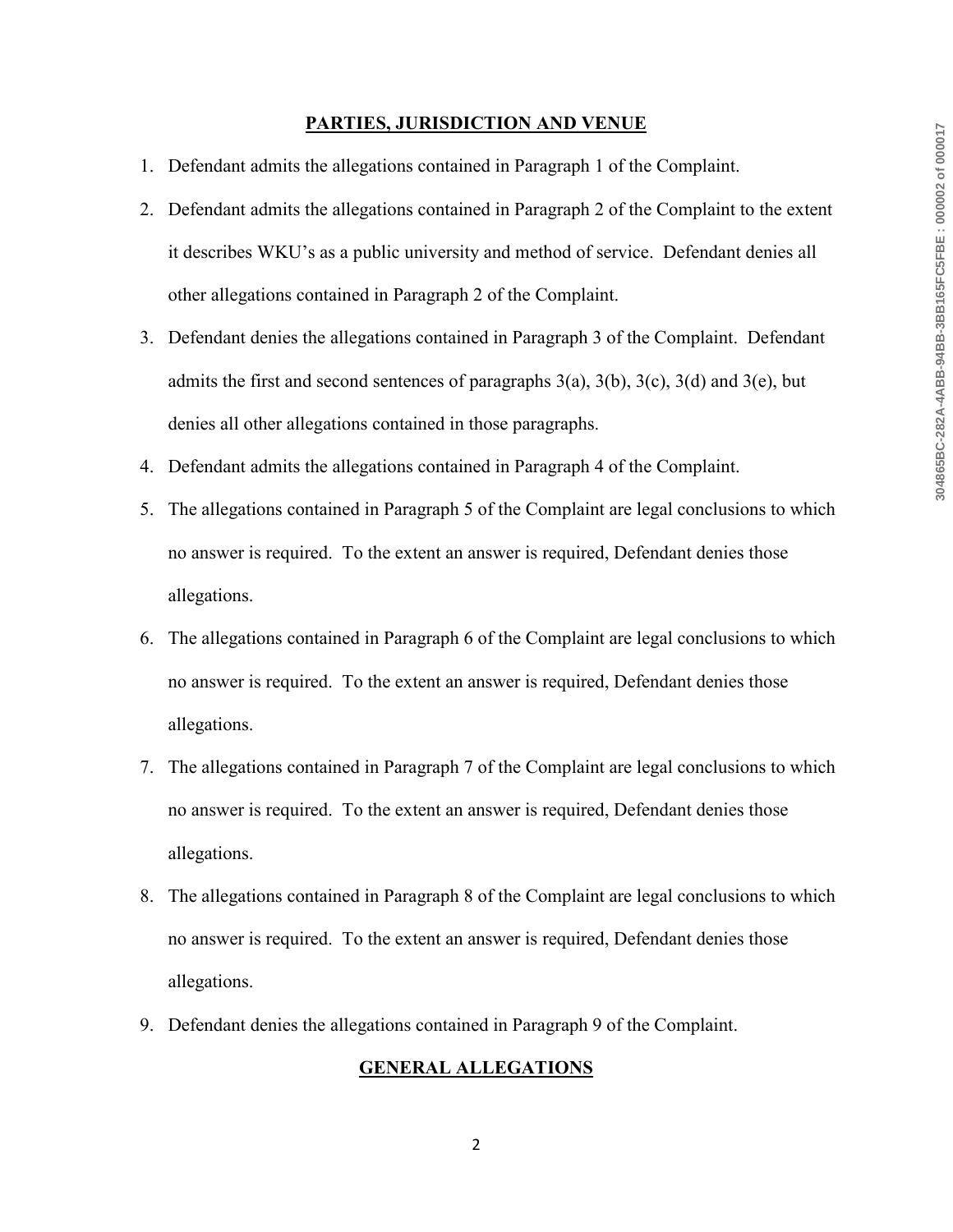## PARTIES, JURISDICTION AND VENUE

1. Defendant admits the allegations contained in Paragraph 1 of the Complaint.
2. Defendant admits the allegations contained in Paragraph 2 of the Complaint to the extent it describes WKU's as a public university and method of service. Defendant denies all other allegations contained in Paragraph 2 of the Complaint.
3. Defendant denies the allegations contained in Paragraph 3 of the Complaint. Defendant admits the first and second sentences of paragraphs 3(a), 3(b), 3(c), 3(d) and 3(e), but denies all other allegations contained in those paragraphs.
4. Defendant admits the allegations contained in Paragraph 4 of the Complaint.
5. The allegations contained in Paragraph 5 of the Complaint are legal conclusions to which no answer is required. To the extent an answer is required, Defendant denies those allegations.
6. The allegations contained in Paragraph 6 of the Complaint are legal conclusions to which no answer is required. To the extent an answer is required, Defendant denies those allegations.
7. The allegations contained in Paragraph 7 of the Complaint are legal conclusions to which no answer is required. To the extent an answer is required, Defendant denies those allegations.
8. The allegations contained in Paragraph 8 of the Complaint are legal conclusions to which no answer is required. To the extent an answer is required, Defendant denies those allegations.
9. Defendant denies the allegations contained in Paragraph 9 of the Complaint.

## GENERAL ALLEGATIONS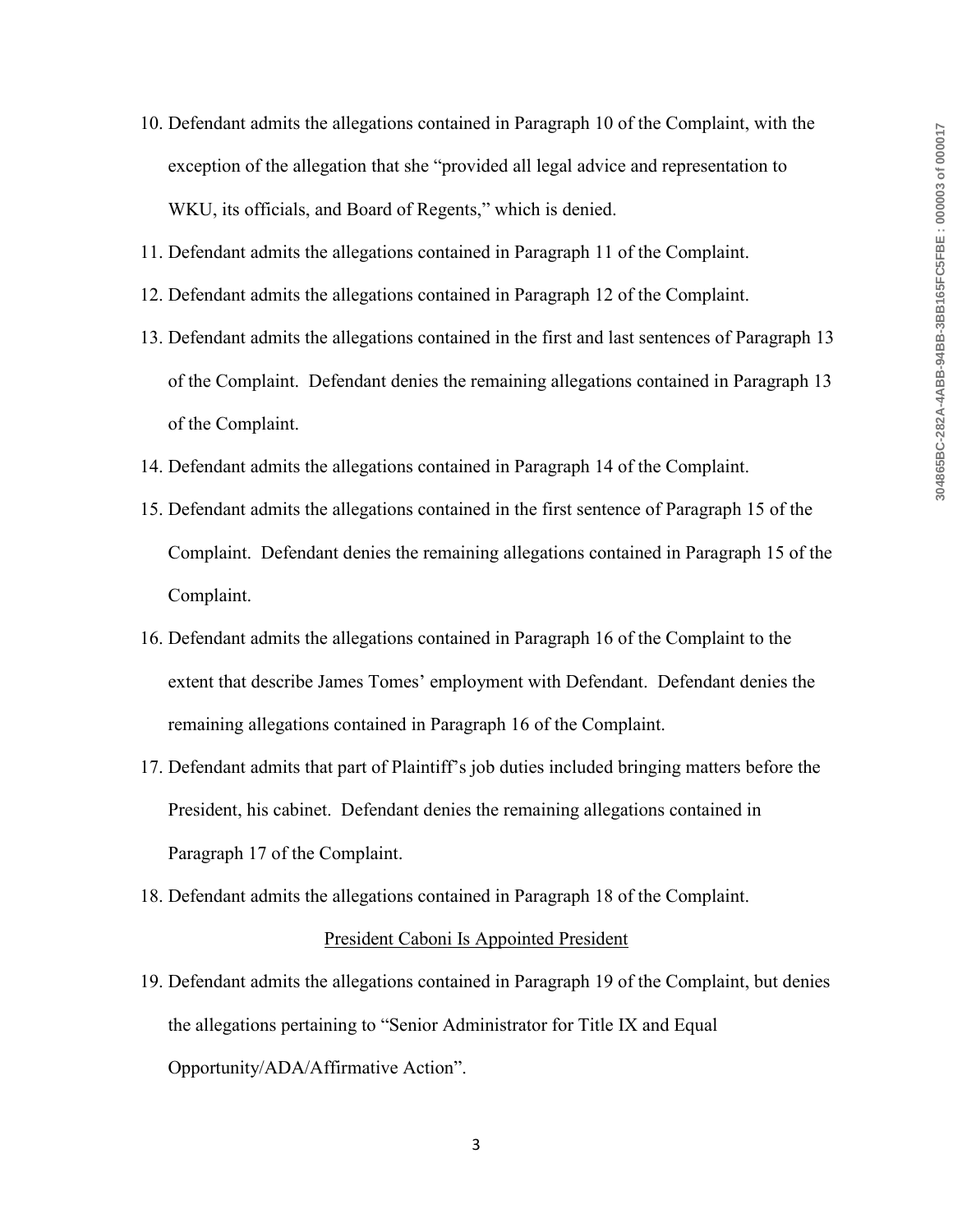10. Defendant admits the allegations contained in Paragraph 10 of the Complaint, with the exception of the allegation that she "provided all legal advice and representation to WKU, its officials, and Board of Regents," which is denied.
11. Defendant admits the allegations contained in Paragraph 11 of the Complaint.
12. Defendant admits the allegations contained in Paragraph 12 of the Complaint.
13. Defendant admits the allegations contained in the first and last sentences of Paragraph 13 of the Complaint. Defendant denies the remaining allegations contained in Paragraph 13 of the Complaint.
14. Defendant admits the allegations contained in Paragraph 14 of the Complaint.
15. Defendant admits the allegations contained in the first sentence of Paragraph 15 of the Complaint. Defendant denies the remaining allegations contained in Paragraph 15 of the Complaint.
16. Defendant admits the allegations contained in Paragraph 16 of the Complaint to the extent that describe James Tomes' employment with Defendant. Defendant denies the remaining allegations contained in Paragraph 16 of the Complaint.
17. Defendant admits that part of Plaintiff's job duties included bringing matters before the President, his cabinet. Defendant denies the remaining allegations contained in Paragraph 17 of the Complaint.
18. Defendant admits the allegations contained in Paragraph 18 of the Complaint.

President Caboni Is Appointed President

19. Defendant admits the allegations contained in Paragraph 19 of the Complaint, but denies the allegations pertaining to "Senior Administrator for Title IX and Equal Opportunity/ADA/Affirmative Action".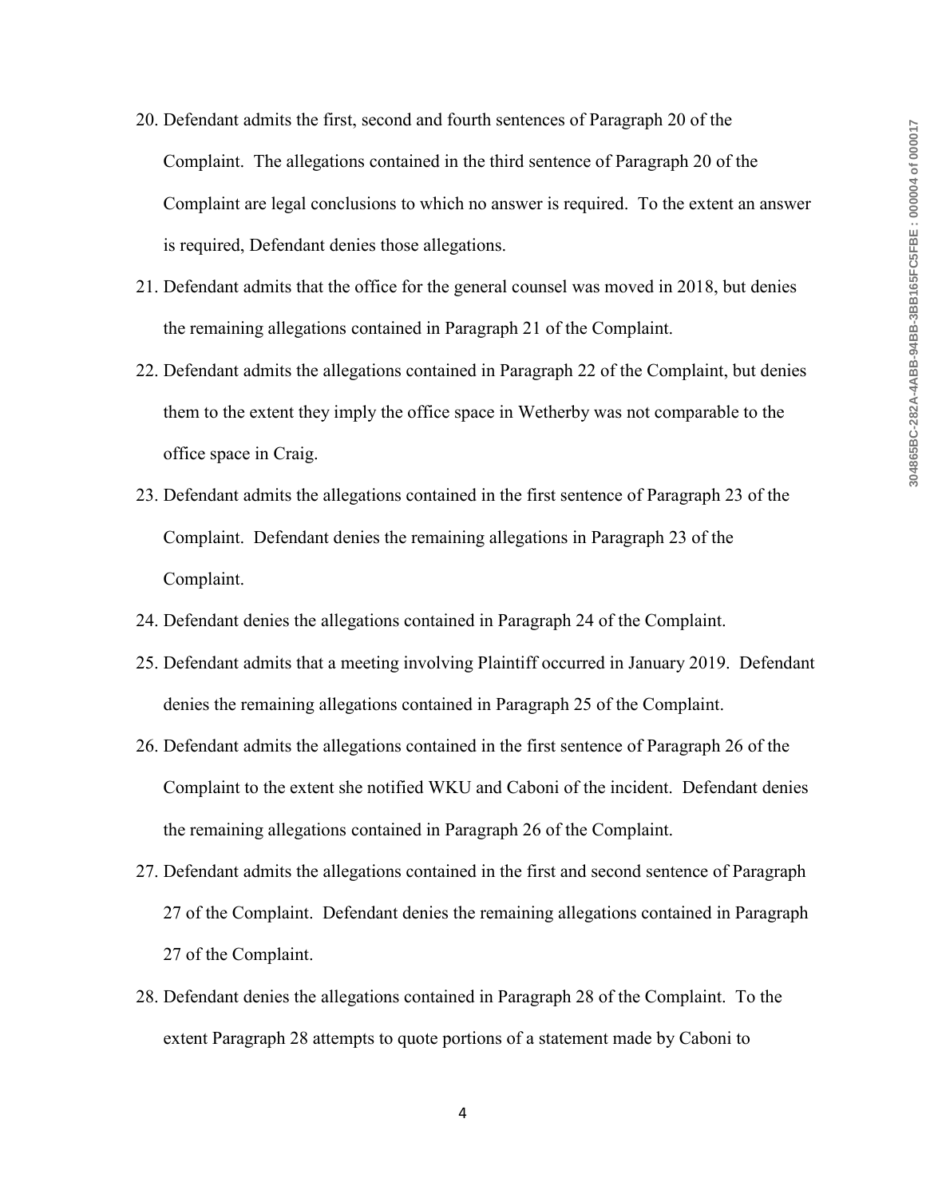20. Defendant admits the first, second and fourth sentences of Paragraph 20 of the Complaint. The allegations contained in the third sentence of Paragraph 20 of the Complaint are legal conclusions to which no answer is required. To the extent an answer is required, Defendant denies those allegations.
21. Defendant admits that the office for the general counsel was moved in 2018, but denies the remaining allegations contained in Paragraph 21 of the Complaint.
22. Defendant admits the allegations contained in Paragraph 22 of the Complaint, but denies them to the extent they imply the office space in Wetherby was not comparable to the office space in Craig.
23. Defendant admits the allegations contained in the first sentence of Paragraph 23 of the Complaint. Defendant denies the remaining allegations in Paragraph 23 of the Complaint.
24. Defendant denies the allegations contained in Paragraph 24 of the Complaint.
25. Defendant admits that a meeting involving Plaintiff occurred in January 2019. Defendant denies the remaining allegations contained in Paragraph 25 of the Complaint.
26. Defendant admits the allegations contained in the first sentence of Paragraph 26 of the Complaint to the extent she notified WKU and Caboni of the incident. Defendant denies the remaining allegations contained in Paragraph 26 of the Complaint.
27. Defendant admits the allegations contained in the first and second sentence of Paragraph 27 of the Complaint. Defendant denies the remaining allegations contained in Paragraph 27 of the Complaint.
28. Defendant denies the allegations contained in Paragraph 28 of the Complaint. To the extent Paragraph 28 attempts to quote portions of a statement made by Caboni to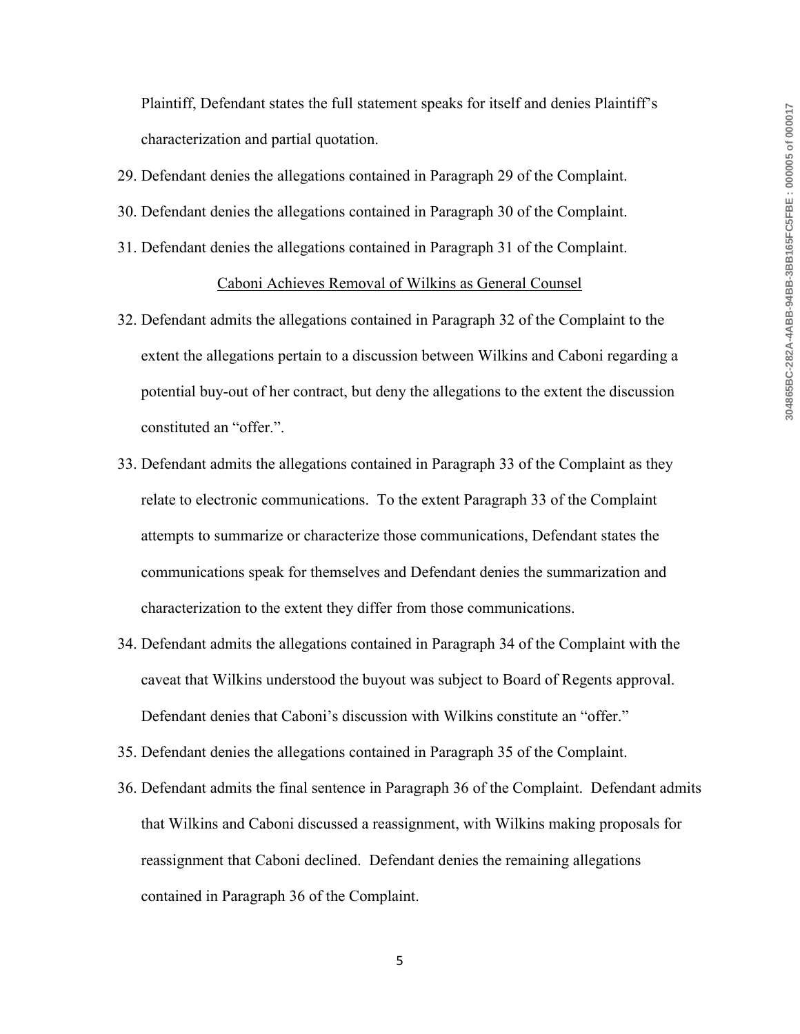Plaintiff, Defendant states the full statement speaks for itself and denies Plaintiff's characterization and partial quotation.

29. Defendant denies the allegations contained in Paragraph 29 of the Complaint.
30. Defendant denies the allegations contained in Paragraph 30 of the Complaint.
31. Defendant denies the allegations contained in Paragraph 31 of the Complaint.

<u>Caboni Achieves Removal of Wilkins as General Counsel</u>

32. Defendant admits the allegations contained in Paragraph 32 of the Complaint to the extent the allegations pertain to a discussion between Wilkins and Caboni regarding a potential buy-out of her contract, but deny the allegations to the extent the discussion constituted an "offer.".
33. Defendant admits the allegations contained in Paragraph 33 of the Complaint as they relate to electronic communications. To the extent Paragraph 33 of the Complaint attempts to summarize or characterize those communications, Defendant states the communications speak for themselves and Defendant denies the summarization and characterization to the extent they differ from those communications.
34. Defendant admits the allegations contained in Paragraph 34 of the Complaint with the caveat that Wilkins understood the buyout was subject to Board of Regents approval. Defendant denies that Caboni's discussion with Wilkins constitute an "offer."
35. Defendant denies the allegations contained in Paragraph 35 of the Complaint.
36. Defendant admits the final sentence in Paragraph 36 of the Complaint. Defendant admits that Wilkins and Caboni discussed a reassignment, with Wilkins making proposals for reassignment that Caboni declined. Defendant denies the remaining allegations contained in Paragraph 36 of the Complaint.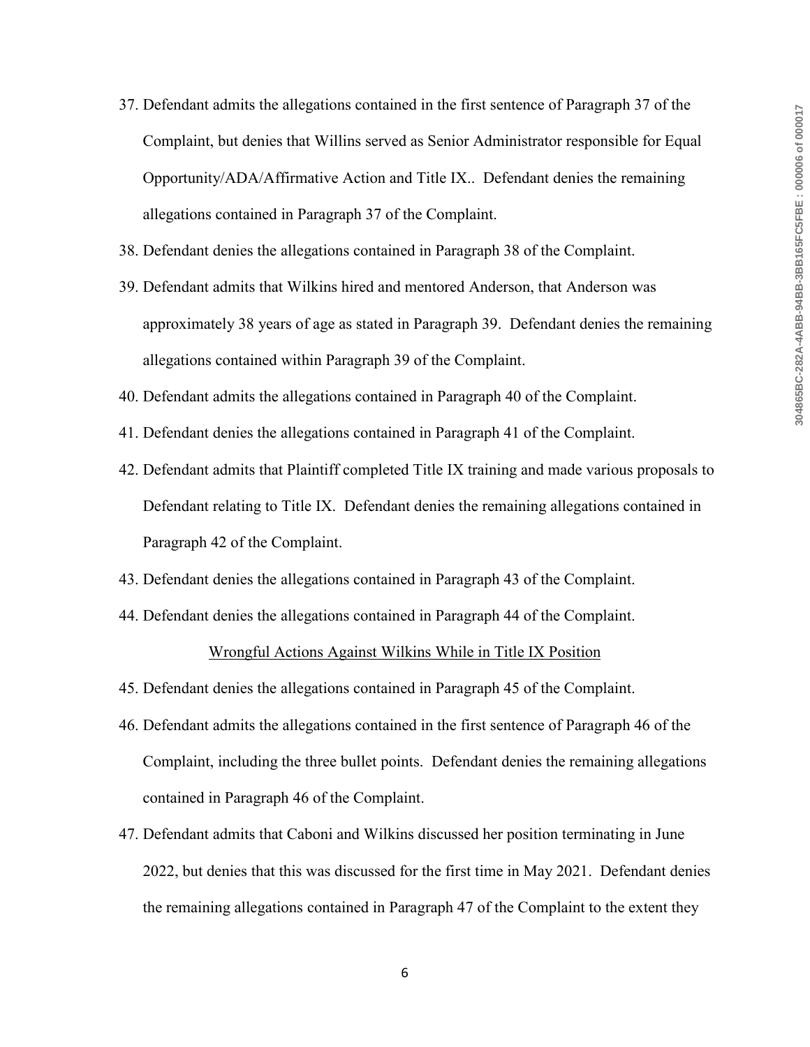37. Defendant admits the allegations contained in the first sentence of Paragraph 37 of the Complaint, but denies that Willins served as Senior Administrator responsible for Equal Opportunity/ADA/Affirmative Action and Title IX.. Defendant denies the remaining allegations contained in Paragraph 37 of the Complaint.
38. Defendant denies the allegations contained in Paragraph 38 of the Complaint.
39. Defendant admits that Wilkins hired and mentored Anderson, that Anderson was approximately 38 years of age as stated in Paragraph 39. Defendant denies the remaining allegations contained within Paragraph 39 of the Complaint.
40. Defendant admits the allegations contained in Paragraph 40 of the Complaint.
41. Defendant denies the allegations contained in Paragraph 41 of the Complaint.
42. Defendant admits that Plaintiff completed Title IX training and made various proposals to Defendant relating to Title IX. Defendant denies the remaining allegations contained in Paragraph 42 of the Complaint.
43. Defendant denies the allegations contained in Paragraph 43 of the Complaint.
44. Defendant denies the allegations contained in Paragraph 44 of the Complaint.

<u>Wrongful Actions Against Wilkins While in Title IX Position</u>

45. Defendant denies the allegations contained in Paragraph 45 of the Complaint.
46. Defendant admits the allegations contained in the first sentence of Paragraph 46 of the Complaint, including the three bullet points. Defendant denies the remaining allegations contained in Paragraph 46 of the Complaint.
47. Defendant admits that Caboni and Wilkins discussed her position terminating in June 2022, but denies that this was discussed for the first time in May 2021. Defendant denies the remaining allegations contained in Paragraph 47 of the Complaint to the extent they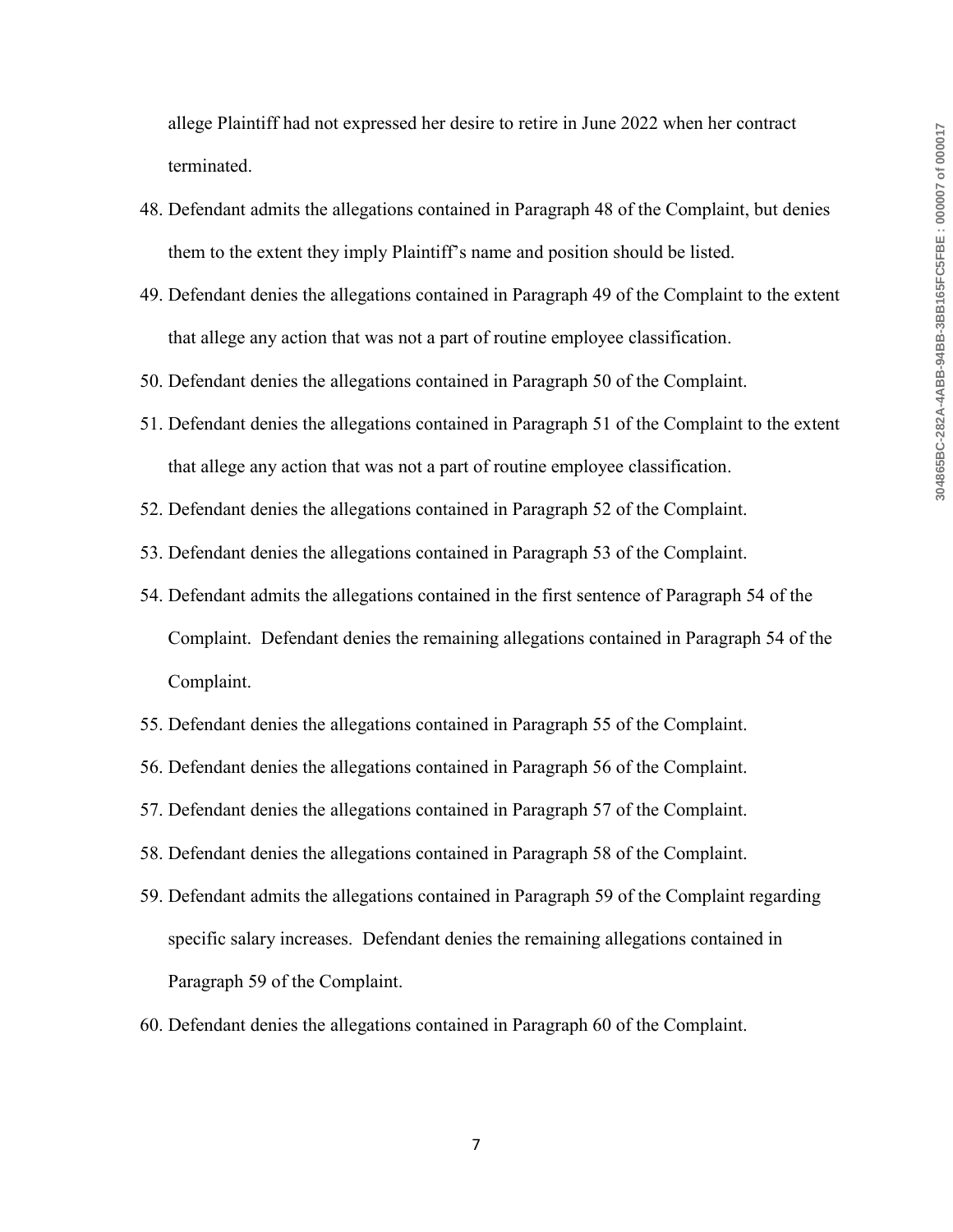allege Plaintiff had not expressed her desire to retire in June 2022 when her contract terminated.

48. Defendant admits the allegations contained in Paragraph 48 of the Complaint, but denies them to the extent they imply Plaintiff's name and position should be listed.
49. Defendant denies the allegations contained in Paragraph 49 of the Complaint to the extent that allege any action that was not a part of routine employee classification.
50. Defendant denies the allegations contained in Paragraph 50 of the Complaint.
51. Defendant denies the allegations contained in Paragraph 51 of the Complaint to the extent that allege any action that was not a part of routine employee classification.
52. Defendant denies the allegations contained in Paragraph 52 of the Complaint.
53. Defendant denies the allegations contained in Paragraph 53 of the Complaint.
54. Defendant admits the allegations contained in the first sentence of Paragraph 54 of the Complaint. Defendant denies the remaining allegations contained in Paragraph 54 of the Complaint.
55. Defendant denies the allegations contained in Paragraph 55 of the Complaint.
56. Defendant denies the allegations contained in Paragraph 56 of the Complaint.
57. Defendant denies the allegations contained in Paragraph 57 of the Complaint.
58. Defendant denies the allegations contained in Paragraph 58 of the Complaint.
59. Defendant admits the allegations contained in Paragraph 59 of the Complaint regarding specific salary increases. Defendant denies the remaining allegations contained in Paragraph 59 of the Complaint.
60. Defendant denies the allegations contained in Paragraph 60 of the Complaint.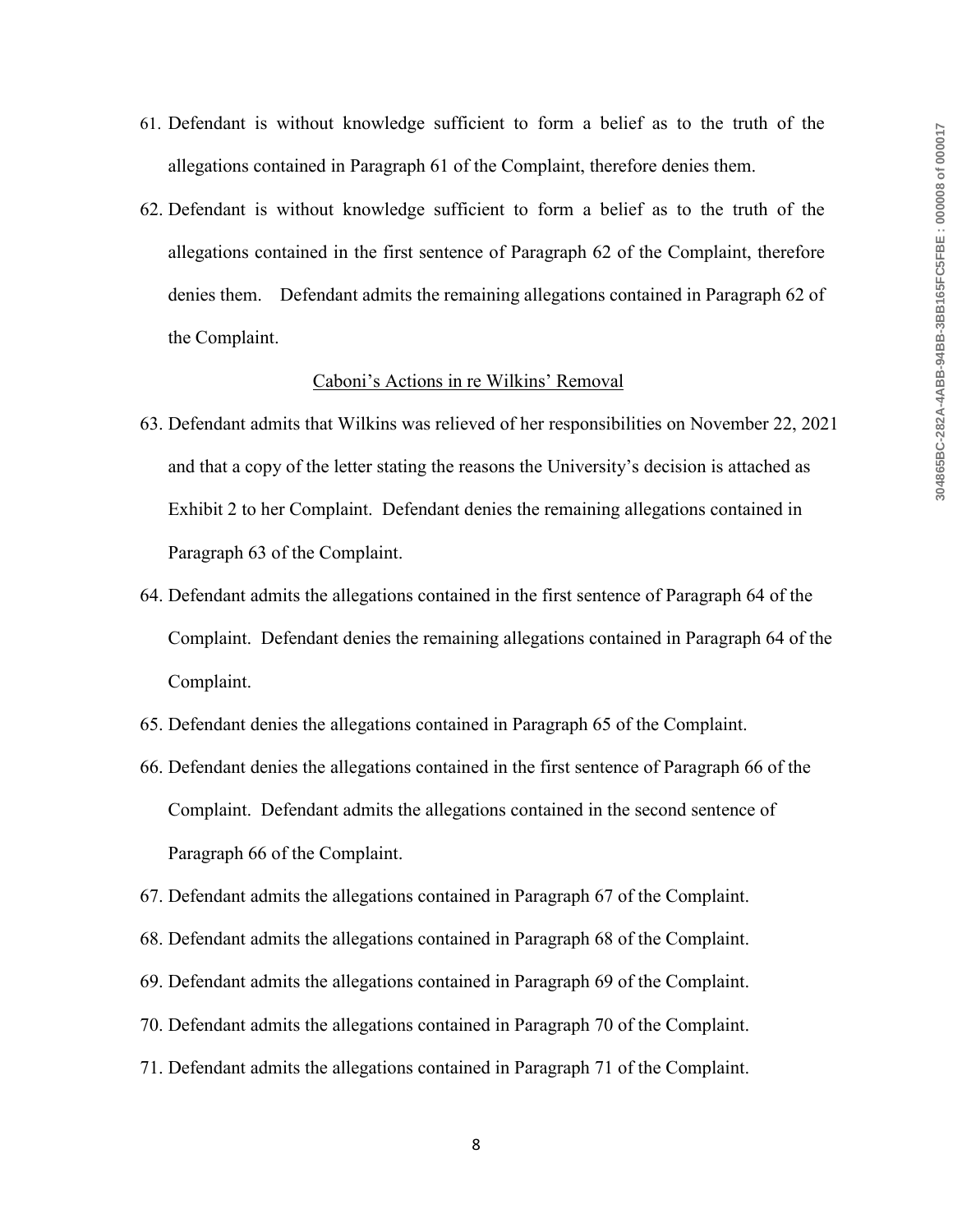61. Defendant is without knowledge sufficient to form a belief as to the truth of the allegations contained in Paragraph 61 of the Complaint, therefore denies them.
62. Defendant is without knowledge sufficient to form a belief as to the truth of the allegations contained in the first sentence of Paragraph 62 of the Complaint, therefore denies them. Defendant admits the remaining allegations contained in Paragraph 62 of the Complaint.

<u>Caboni's Actions in re Wilkins' Removal</u>

63. Defendant admits that Wilkins was relieved of her responsibilities on November 22, 2021 and that a copy of the letter stating the reasons the University's decision is attached as Exhibit 2 to her Complaint. Defendant denies the remaining allegations contained in Paragraph 63 of the Complaint.
64. Defendant admits the allegations contained in the first sentence of Paragraph 64 of the Complaint. Defendant denies the remaining allegations contained in Paragraph 64 of the Complaint.
65. Defendant denies the allegations contained in Paragraph 65 of the Complaint.
66. Defendant denies the allegations contained in the first sentence of Paragraph 66 of the Complaint. Defendant admits the allegations contained in the second sentence of Paragraph 66 of the Complaint.
67. Defendant admits the allegations contained in Paragraph 67 of the Complaint.
68. Defendant admits the allegations contained in Paragraph 68 of the Complaint.
69. Defendant admits the allegations contained in Paragraph 69 of the Complaint.
70. Defendant admits the allegations contained in Paragraph 70 of the Complaint.
71. Defendant admits the allegations contained in Paragraph 71 of the Complaint.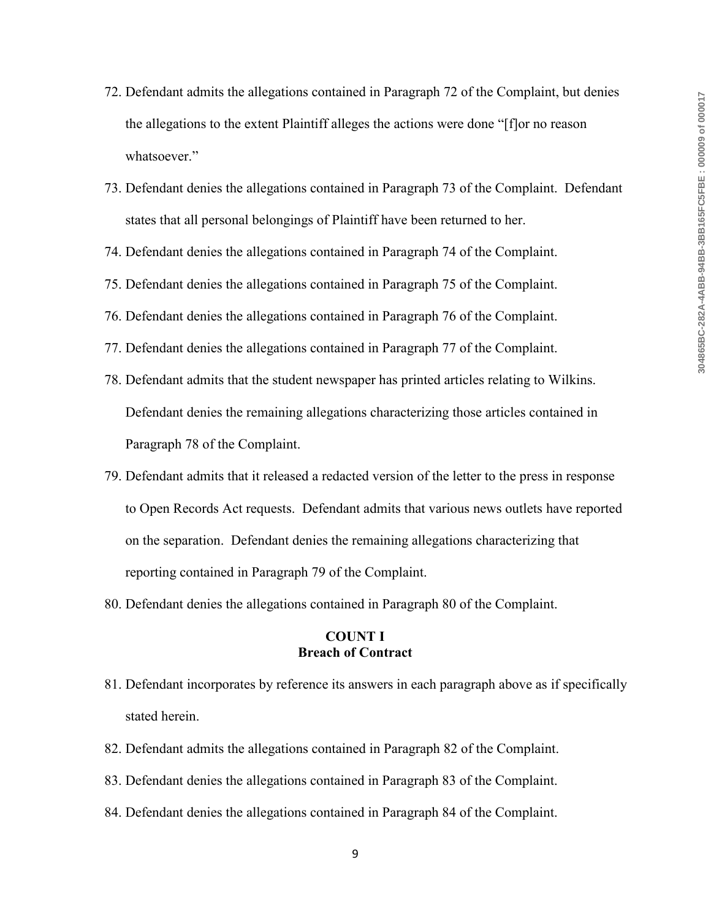72. Defendant admits the allegations contained in Paragraph 72 of the Complaint, but denies the allegations to the extent Plaintiff alleges the actions were done "[f]or no reason whatsoever."

73. Defendant denies the allegations contained in Paragraph 73 of the Complaint. Defendant states that all personal belongings of Plaintiff have been returned to her.

74. Defendant denies the allegations contained in Paragraph 74 of the Complaint.

75. Defendant denies the allegations contained in Paragraph 75 of the Complaint.

76. Defendant denies the allegations contained in Paragraph 76 of the Complaint.

77. Defendant denies the allegations contained in Paragraph 77 of the Complaint.

78. Defendant admits that the student newspaper has printed articles relating to Wilkins. Defendant denies the remaining allegations characterizing those articles contained in Paragraph 78 of the Complaint.

79. Defendant admits that it released a redacted version of the letter to the press in response to Open Records Act requests. Defendant admits that various news outlets have reported on the separation. Defendant denies the remaining allegations characterizing that reporting contained in Paragraph 79 of the Complaint.

80. Defendant denies the allegations contained in Paragraph 80 of the Complaint.

## COUNT I
## Breach of Contract

81. Defendant incorporates by reference its answers in each paragraph above as if specifically stated herein.

82. Defendant admits the allegations contained in Paragraph 82 of the Complaint.

83. Defendant denies the allegations contained in Paragraph 83 of the Complaint.

84. Defendant denies the allegations contained in Paragraph 84 of the Complaint.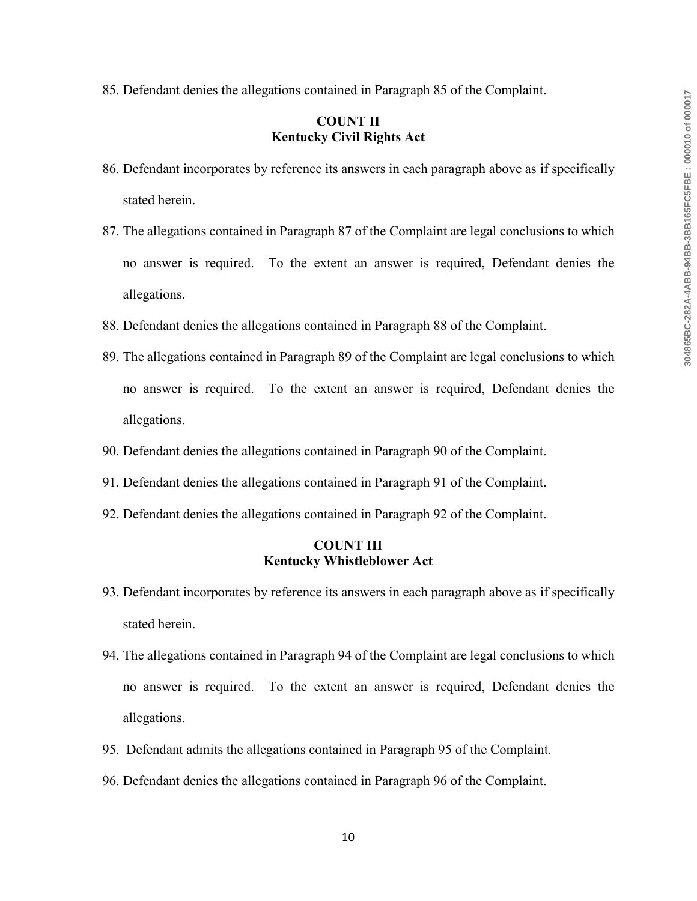85. Defendant denies the allegations contained in Paragraph 85 of the Complaint.

**COUNT II**
**Kentucky Civil Rights Act**

86. Defendant incorporates by reference its answers in each paragraph above as if specifically stated herein.

87. The allegations contained in Paragraph 87 of the Complaint are legal conclusions to which no answer is required. To the extent an answer is required, Defendant denies the allegations.

88. Defendant denies the allegations contained in Paragraph 88 of the Complaint.

89. The allegations contained in Paragraph 89 of the Complaint are legal conclusions to which no answer is required. To the extent an answer is required, Defendant denies the allegations.

90. Defendant denies the allegations contained in Paragraph 90 of the Complaint.

91. Defendant denies the allegations contained in Paragraph 91 of the Complaint.

92. Defendant denies the allegations contained in Paragraph 92 of the Complaint.

**COUNT III**
**Kentucky Whistleblower Act**

93. Defendant incorporates by reference its answers in each paragraph above as if specifically stated herein.

94. The allegations contained in Paragraph 94 of the Complaint are legal conclusions to which no answer is required. To the extent an answer is required, Defendant denies the allegations.

95. Defendant admits the allegations contained in Paragraph 95 of the Complaint.

96. Defendant denies the allegations contained in Paragraph 96 of the Complaint.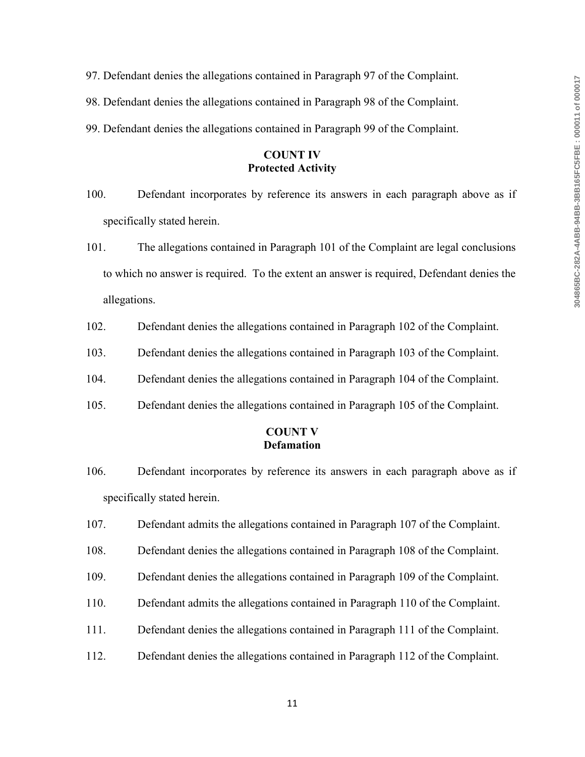97. Defendant denies the allegations contained in Paragraph 97 of the Complaint.

98. Defendant denies the allegations contained in Paragraph 98 of the Complaint.

99. Defendant denies the allegations contained in Paragraph 99 of the Complaint.

**COUNT IV**
**Protected Activity**

100. Defendant incorporates by reference its answers in each paragraph above as if specifically stated herein.

101. The allegations contained in Paragraph 101 of the Complaint are legal conclusions to which no answer is required. To the extent an answer is required, Defendant denies the allegations.

102. Defendant denies the allegations contained in Paragraph 102 of the Complaint.

103. Defendant denies the allegations contained in Paragraph 103 of the Complaint.

104. Defendant denies the allegations contained in Paragraph 104 of the Complaint.

105. Defendant denies the allegations contained in Paragraph 105 of the Complaint.

**COUNT V**
**Defamation**

106. Defendant incorporates by reference its answers in each paragraph above as if specifically stated herein.

107. Defendant admits the allegations contained in Paragraph 107 of the Complaint.

108. Defendant denies the allegations contained in Paragraph 108 of the Complaint.

109. Defendant denies the allegations contained in Paragraph 109 of the Complaint.

110. Defendant admits the allegations contained in Paragraph 110 of the Complaint.

111. Defendant denies the allegations contained in Paragraph 111 of the Complaint.

112. Defendant denies the allegations contained in Paragraph 112 of the Complaint.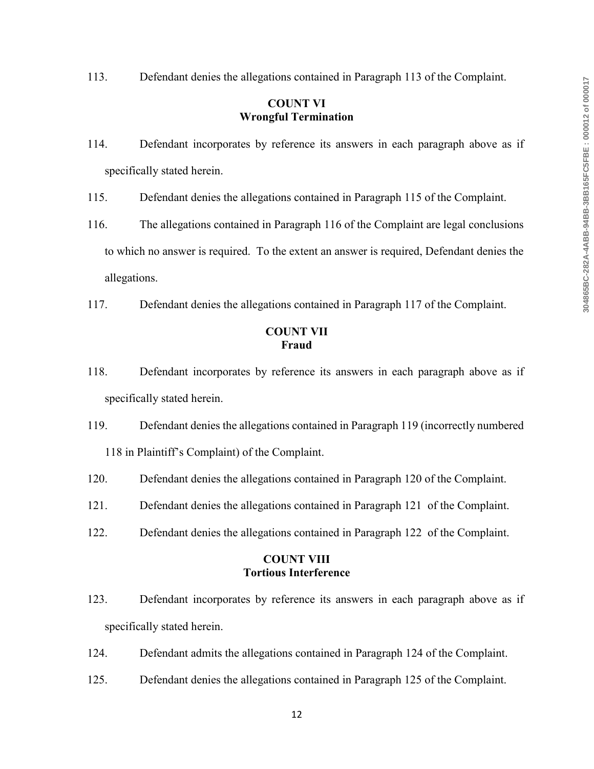113. Defendant denies the allegations contained in Paragraph 113 of the Complaint.

**COUNT VI**
**Wrongful Termination**

114. Defendant incorporates by reference its answers in each paragraph above as if specifically stated herein.

115. Defendant denies the allegations contained in Paragraph 115 of the Complaint.

116. The allegations contained in Paragraph 116 of the Complaint are legal conclusions to which no answer is required. To the extent an answer is required, Defendant denies the allegations.

117. Defendant denies the allegations contained in Paragraph 117 of the Complaint.

**COUNT VII**
**Fraud**

118. Defendant incorporates by reference its answers in each paragraph above as if specifically stated herein.

119. Defendant denies the allegations contained in Paragraph 119 (incorrectly numbered 118 in Plaintiff's Complaint) of the Complaint.

120. Defendant denies the allegations contained in Paragraph 120 of the Complaint.

121. Defendant denies the allegations contained in Paragraph 121 of the Complaint.

122. Defendant denies the allegations contained in Paragraph 122 of the Complaint.

**COUNT VIII**
**Tortious Interference**

123. Defendant incorporates by reference its answers in each paragraph above as if specifically stated herein.

124. Defendant admits the allegations contained in Paragraph 124 of the Complaint.

125. Defendant denies the allegations contained in Paragraph 125 of the Complaint.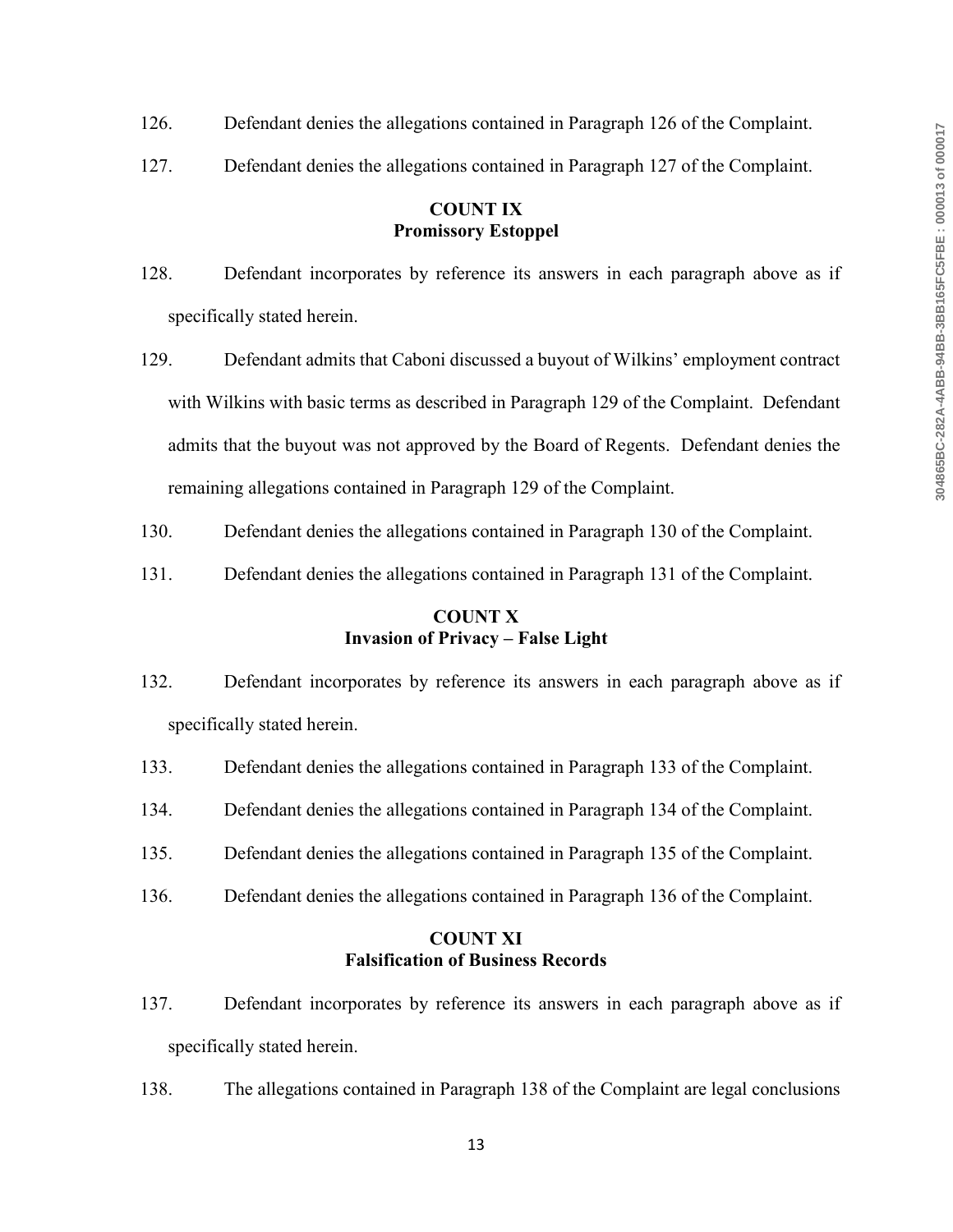126. Defendant denies the allegations contained in Paragraph 126 of the Complaint.

127. Defendant denies the allegations contained in Paragraph 127 of the Complaint.

**COUNT IX**
**Promissory Estoppel**

128. Defendant incorporates by reference its answers in each paragraph above as if specifically stated herein.

129. Defendant admits that Caboni discussed a buyout of Wilkins' employment contract with Wilkins with basic terms as described in Paragraph 129 of the Complaint. Defendant admits that the buyout was not approved by the Board of Regents. Defendant denies the remaining allegations contained in Paragraph 129 of the Complaint.

130. Defendant denies the allegations contained in Paragraph 130 of the Complaint.

131. Defendant denies the allegations contained in Paragraph 131 of the Complaint.

**COUNT X**
**Invasion of Privacy – False Light**

132. Defendant incorporates by reference its answers in each paragraph above as if specifically stated herein.

133. Defendant denies the allegations contained in Paragraph 133 of the Complaint.

134. Defendant denies the allegations contained in Paragraph 134 of the Complaint.

135. Defendant denies the allegations contained in Paragraph 135 of the Complaint.

136. Defendant denies the allegations contained in Paragraph 136 of the Complaint.

**COUNT XI**
**Falsification of Business Records**

137. Defendant incorporates by reference its answers in each paragraph above as if specifically stated herein.

138. The allegations contained in Paragraph 138 of the Complaint are legal conclusions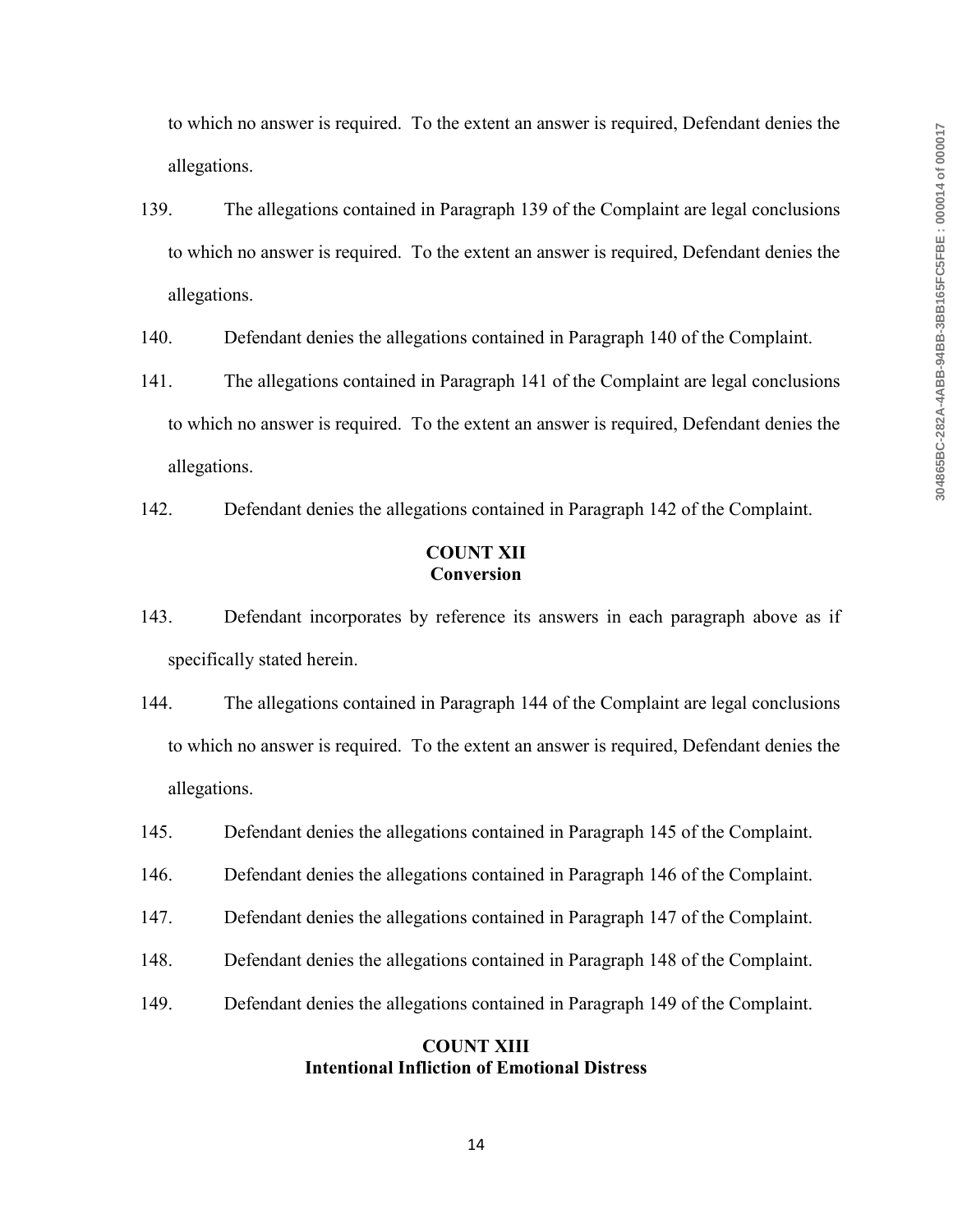to which no answer is required. To the extent an answer is required, Defendant denies the allegations.

139. The allegations contained in Paragraph 139 of the Complaint are legal conclusions to which no answer is required. To the extent an answer is required, Defendant denies the allegations.

140. Defendant denies the allegations contained in Paragraph 140 of the Complaint.

141. The allegations contained in Paragraph 141 of the Complaint are legal conclusions to which no answer is required. To the extent an answer is required, Defendant denies the allegations.

142. Defendant denies the allegations contained in Paragraph 142 of the Complaint.

## COUNT XII
## Conversion

143. Defendant incorporates by reference its answers in each paragraph above as if specifically stated herein.

144. The allegations contained in Paragraph 144 of the Complaint are legal conclusions to which no answer is required. To the extent an answer is required, Defendant denies the allegations.

145. Defendant denies the allegations contained in Paragraph 145 of the Complaint.

146. Defendant denies the allegations contained in Paragraph 146 of the Complaint.

147. Defendant denies the allegations contained in Paragraph 147 of the Complaint.

148. Defendant denies the allegations contained in Paragraph 148 of the Complaint.

149. Defendant denies the allegations contained in Paragraph 149 of the Complaint.

## COUNT XIII
## Intentional Infliction of Emotional Distress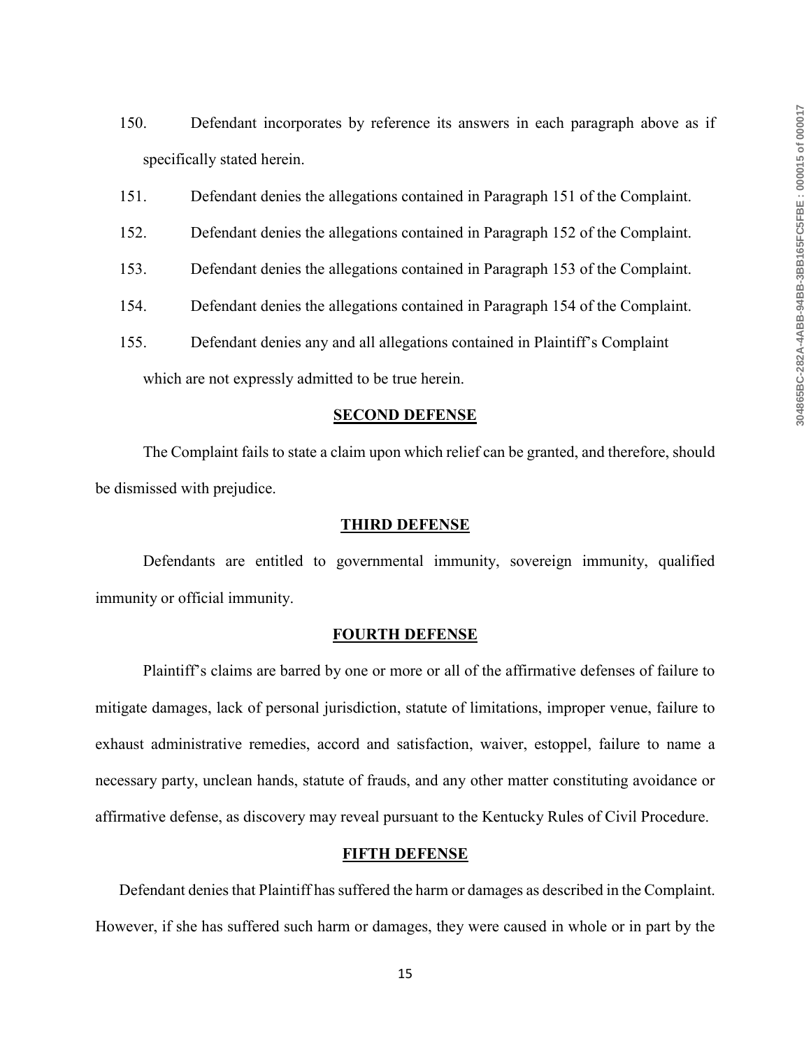150. Defendant incorporates by reference its answers in each paragraph above as if specifically stated herein.

151. Defendant denies the allegations contained in Paragraph 151 of the Complaint.

152. Defendant denies the allegations contained in Paragraph 152 of the Complaint.

153. Defendant denies the allegations contained in Paragraph 153 of the Complaint.

154. Defendant denies the allegations contained in Paragraph 154 of the Complaint.

155. Defendant denies any and all allegations contained in Plaintiff's Complaint which are not expressly admitted to be true herein.

**SECOND DEFENSE**

The Complaint fails to state a claim upon which relief can be granted, and therefore, should be dismissed with prejudice.

**THIRD DEFENSE**

Defendants are entitled to governmental immunity, sovereign immunity, qualified immunity or official immunity.

**FOURTH DEFENSE**

Plaintiff's claims are barred by one or more or all of the affirmative defenses of failure to mitigate damages, lack of personal jurisdiction, statute of limitations, improper venue, failure to exhaust administrative remedies, accord and satisfaction, waiver, estoppel, failure to name a necessary party, unclean hands, statute of frauds, and any other matter constituting avoidance or affirmative defense, as discovery may reveal pursuant to the Kentucky Rules of Civil Procedure.

**FIFTH DEFENSE**

Defendant denies that Plaintiff has suffered the harm or damages as described in the Complaint. However, if she has suffered such harm or damages, they were caused in whole or in part by the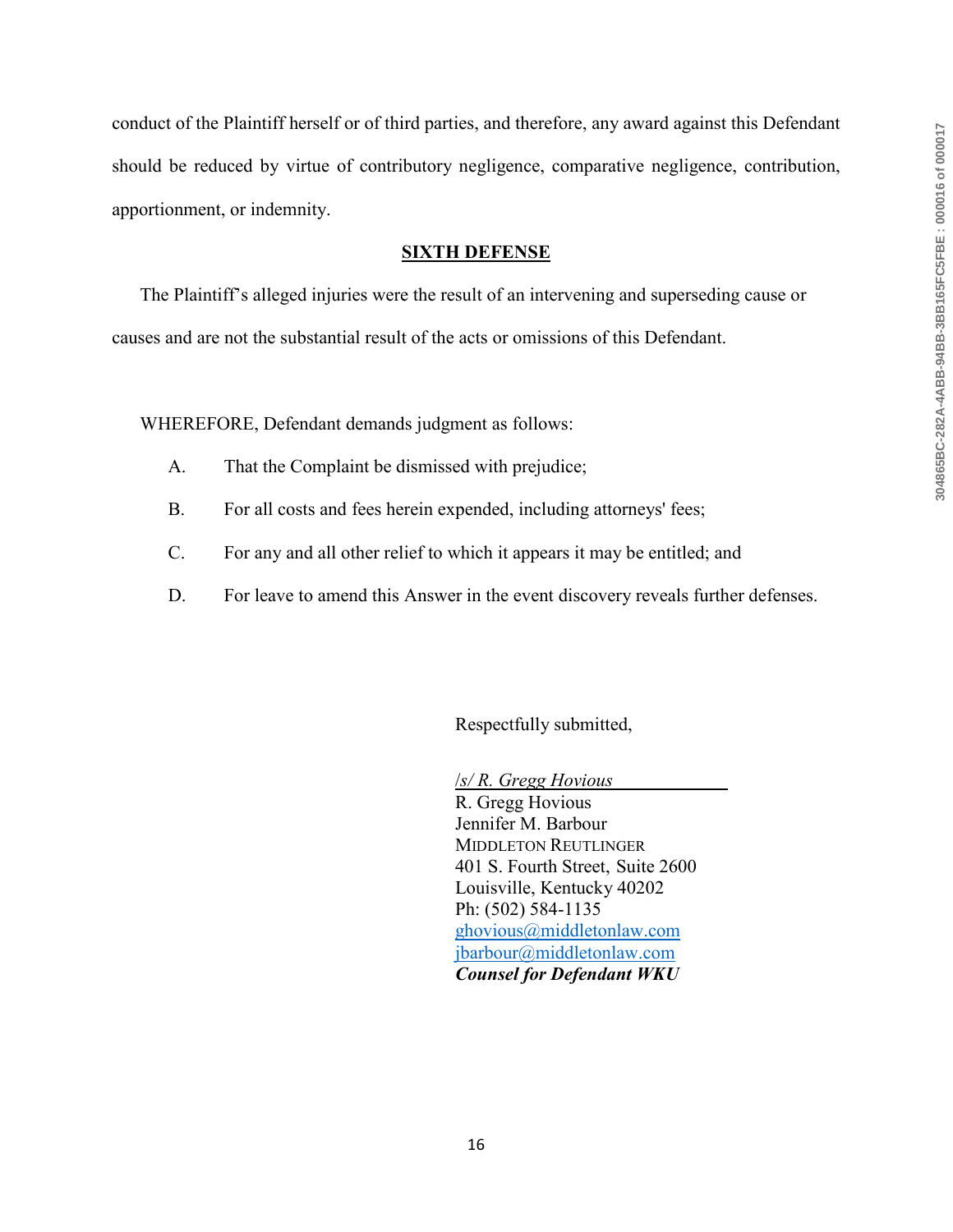conduct of the Plaintiff herself or of third parties, and therefore, any award against this Defendant should be reduced by virtue of contributory negligence, comparative negligence, contribution, apportionment, or indemnity.

## SIXTH DEFENSE

The Plaintiff's alleged injuries were the result of an intervening and superseding cause or causes and are not the substantial result of the acts or omissions of this Defendant.

WHEREFORE, Defendant demands judgment as follows:

A. That the Complaint be dismissed with prejudice;

B. For all costs and fees herein expended, including attorneys' fees;

C. For any and all other relief to which it appears it may be entitled; and

D. For leave to amend this Answer in the event discovery reveals further defenses.

Respectfully submitted,

*/s/ R. Gregg Hovious*
R. Gregg Hovious
Jennifer M. Barbour
MIDDLETON REUTLINGER
401 S. Fourth Street, Suite 2600
Louisville, Kentucky 40202
Ph: (502) 584-1135
ghovious@middletonlaw.com
jbarbour@middletonlaw.com
***Counsel for Defendant WKU***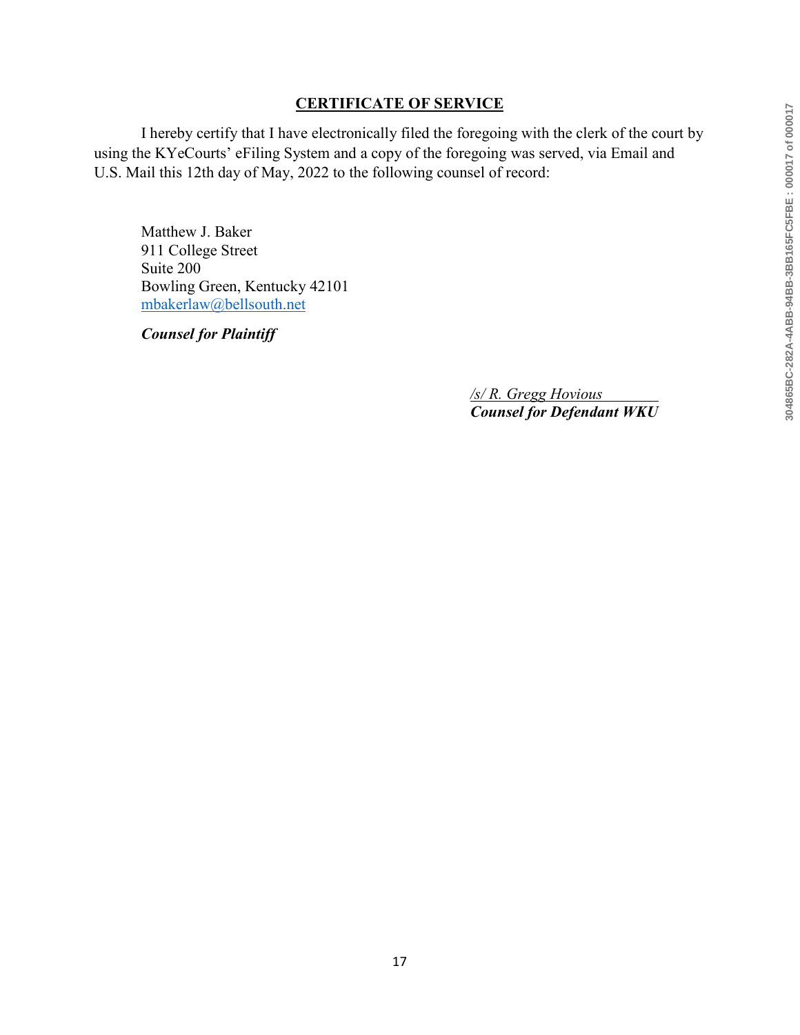## CERTIFICATE OF SERVICE

I hereby certify that I have electronically filed the foregoing with the clerk of the court by using the KYeCourts' eFiling System and a copy of the foregoing was served, via Email and U.S. Mail this 12th day of May, 2022 to the following counsel of record:

Matthew J. Baker  
911 College Street  
Suite 200  
Bowling Green, Kentucky 42101  
mbakerlaw@bellsouth.net

***Counsel for Plaintiff***

*/s/ R. Gregg Hovious*  
***Counsel for Defendant WKU***